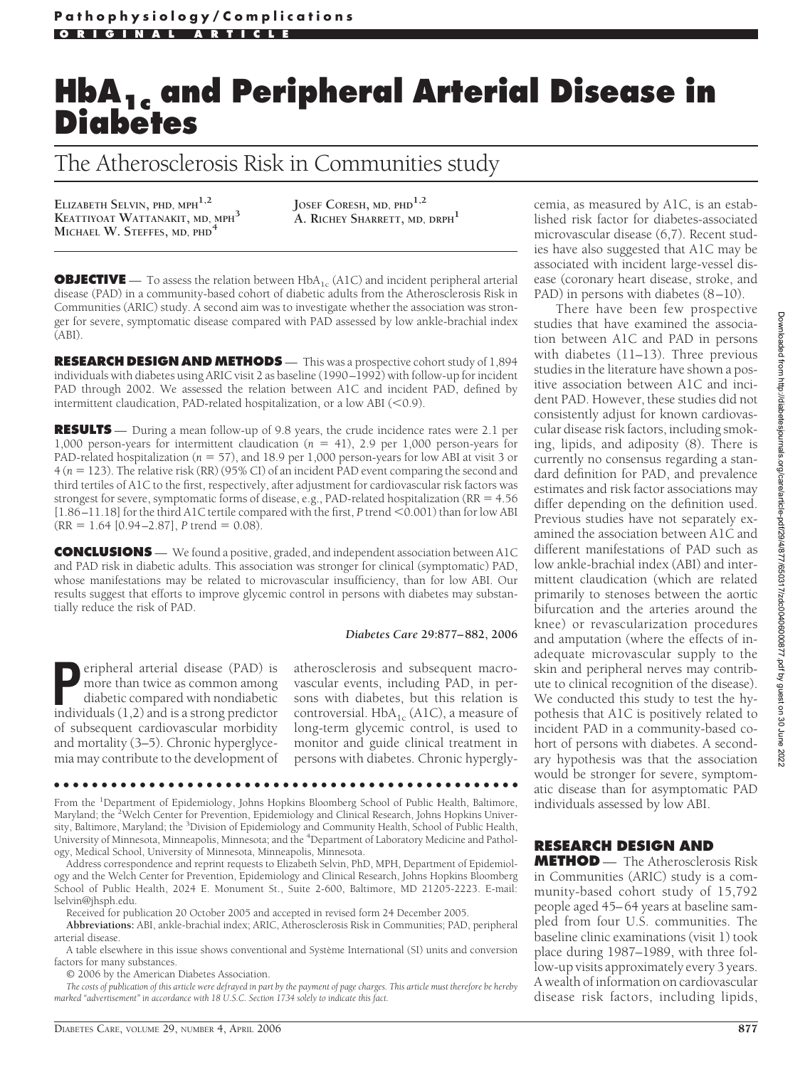Pathophysiology/Complications

ORIGINAL ARTICLE

# $HbA_{1c}$ and Peripheral Arterial Disease in Diabetes

## The Atherosclerosis Risk in Communities study

ELIZABETH SELVIN, PHD, MPH[1,2]
KEATTIYOAT WATTANAKIT, MD, MPH[3]
MICHAEL W. STEFFES, MD, PHD[4]
JOSEF CORESH, MD, PHD[1,2]
A. RICHEY SHARRETT, MD, DRPH[1]

**OBJECTIVE** — To assess the relation between $HbA_{1c}$ (A1C) and incident peripheral arterial disease (PAD) in a community-based cohort of diabetic adults from the Atherosclerosis Risk in Communities (ARIC) study. A second aim was to investigate whether the association was stronger for severe, symptomatic disease compared with PAD assessed by low ankle-brachial index (ABI).

**RESEARCH DESIGN AND METHODS** — This was a prospective cohort study of 1,894 individuals with diabetes using ARIC visit 2 as baseline (1990–1992) with follow-up for incident PAD through 2002. We assessed the relation between A1C and incident PAD, defined by intermittent claudication, PAD-related hospitalization, or a low ABI (<0.9).

**RESULTS** — During a mean follow-up of 9.8 years, the crude incidence rates were 2.1 per 1,000 person-years for intermittent claudication ($n$ = 41), 2.9 per 1,000 person-years for PAD-related hospitalization ($n$ = 57), and 18.9 per 1,000 person-years for low ABI at visit 3 or 4 ($n$ = 123). The relative risk (RR) (95% CI) of an incident PAD event comparing the second and third tertiles of A1C to the first, respectively, after adjustment for cardiovascular risk factors was strongest for severe, symptomatic forms of disease, e.g., PAD-related hospitalization (RR = 4.56 [1.86–11.18] for the third A1C tertile compared with the first, $P$ trend <0.001) than for low ABI (RR = 1.64 [0.94–2.87], $P$ trend = 0.08).

**CONCLUSIONS** — We found a positive, graded, and independent association between A1C and PAD risk in diabetic adults. This association was stronger for clinical (symptomatic) PAD, whose manifestations may be related to microvascular insufficiency, than for low ABI. Our results suggest that efforts to improve glycemic control in persons with diabetes may substantially reduce the risk of PAD.

*Diabetes Care* 29:877–882, 2006

Peripheral arterial disease (PAD) is more than twice as common among diabetic compared with nondiabetic individuals (1,2) and is a strong predictor of subsequent cardiovascular morbidity and mortality (3–5). Chronic hyperglycemia may contribute to the development of atherosclerosis and subsequent macrovascular events, including PAD, in persons with diabetes, but this relation is controversial. $HbA_{1c}$ (A1C), a measure of long-term glycemic control, is used to monitor and guide clinical treatment in persons with diabetes. Chronic hyperglycemia, as measured by A1C, is an established risk factor for diabetes-associated microvascular disease (6,7). Recent studies have also suggested that A1C may be associated with incident large-vessel disease (coronary heart disease, stroke, and PAD) in persons with diabetes (8–10).

There have been few prospective studies that have examined the association between A1C and PAD in persons with diabetes (11–13). Three previous studies in the literature have shown a positive association between A1C and incident PAD. However, these studies did not consistently adjust for known cardiovascular disease risk factors, including smoking, lipids, and adiposity (8). There is currently no consensus regarding a standard definition for PAD, and prevalence estimates and risk factor associations may differ depending on the definition used. Previous studies have not separately examined the association between A1C and different manifestations of PAD such as low ankle-brachial index (ABI) and intermittent claudication (which are related primarily to stenoses between the aortic bifurcation and the arteries around the knee) or revascularization procedures and amputation (where the effects of inadequate microvascular supply to the skin and peripheral nerves may contribute to clinical recognition of the disease). We conducted this study to test the hypothesis that A1C is positively related to incident PAD in a community-based cohort of persons with diabetes. A secondary hypothesis was that the association would be stronger for severe, symptomatic disease than for asymptomatic PAD individuals assessed by low ABI.

## RESEARCH DESIGN AND METHOD

— The Atherosclerosis Risk in Communities (ARIC) study is a community-based cohort study of 15,792 people aged 45–64 years at baseline sampled from four U.S. communities. The baseline clinic examinations (visit 1) took place during 1987–1989, with three follow-up visits approximately every 3 years. A wealth of information on cardiovascular disease risk factors, including lipids,

From the [1]Department of Epidemiology, Johns Hopkins Bloomberg School of Public Health, Baltimore, Maryland; the [2]Welch Center for Prevention, Epidemiology and Clinical Research, Johns Hopkins University, Baltimore, Maryland; the [3]Division of Epidemiology and Community Health, School of Public Health, University of Minnesota, Minneapolis, Minnesota; and the [4]Department of Laboratory Medicine and Pathology, Medical School, University of Minnesota, Minneapolis, Minnesota.

Address correspondence and reprint requests to Elizabeth Selvin, PhD, MPH, Department of Epidemiology and the Welch Center for Prevention, Epidemiology and Clinical Research, Johns Hopkins Bloomberg School of Public Health, 2024 E. Monument St., Suite 2-600, Baltimore, MD 21205-2223. E-mail: lselvin@jhsph.edu.

Received for publication 20 October 2005 and accepted in revised form 24 December 2005.

**Abbreviations:** ABI, ankle-brachial index; ARIC, Atherosclerosis Risk in Communities; PAD, peripheral arterial disease.

A table elsewhere in this issue shows conventional and Système International (SI) units and conversion factors for many substances.

© 2006 by the American Diabetes Association.

*The costs of publication of this article were defrayed in part by the payment of page charges. This article must therefore be hereby marked "advertisement" in accordance with 18 U.S.C. Section 1734 solely to indicate this fact.*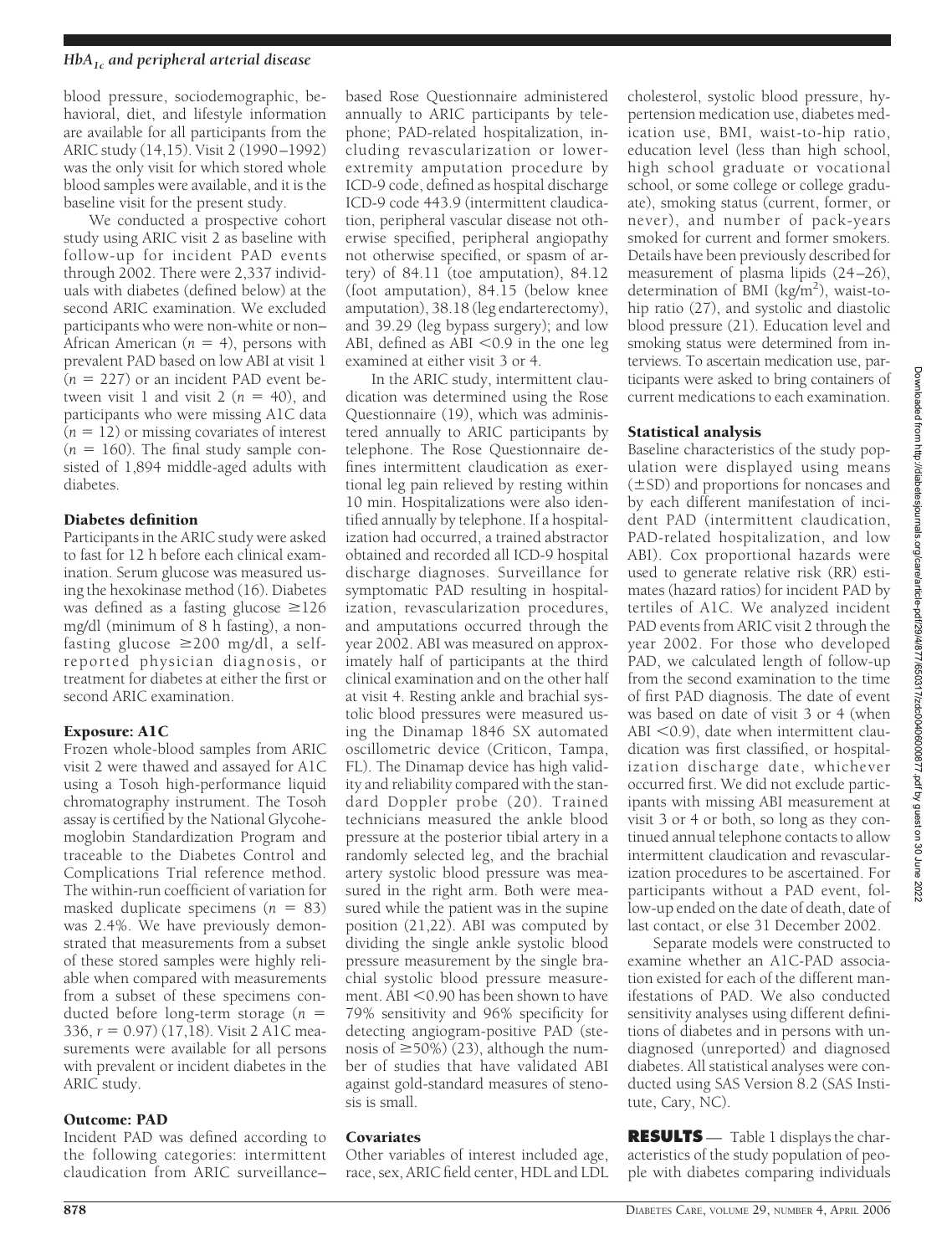blood pressure, sociodemographic, behavioral, diet, and lifestyle information are available for all participants from the ARIC study (14,15). Visit 2 (1990–1992) was the only visit for which stored whole blood samples were available, and it is the baseline visit for the present study.

We conducted a prospective cohort study using ARIC visit 2 as baseline with follow-up for incident PAD events through 2002. There were 2,337 individuals with diabetes (defined below) at the second ARIC examination. We excluded participants who were non-white or non–African American ($n = 4$), persons with prevalent PAD based on low ABI at visit 1 ($n = 227$) or an incident PAD event between visit 1 and visit 2 ($n = 40$), and participants who were missing A1C data ($n = 12$) or missing covariates of interest ($n = 160$). The final study sample consisted of 1,894 middle-aged adults with diabetes.

### Diabetes definition

Participants in the ARIC study were asked to fast for 12 h before each clinical examination. Serum glucose was measured using the hexokinase method (16). Diabetes was defined as a fasting glucose ≥126 mg/dl (minimum of 8 h fasting), a nonfasting glucose ≥200 mg/dl, a self-reported physician diagnosis, or treatment for diabetes at either the first or second ARIC examination.

### Exposure: A1C

Frozen whole-blood samples from ARIC visit 2 were thawed and assayed for A1C using a Tosoh high-performance liquid chromatography instrument. The Tosoh assay is certified by the National Glycohemoglobin Standardization Program and traceable to the Diabetes Control and Complications Trial reference method. The within-run coefficient of variation for masked duplicate specimens ($n = 83$) was 2.4%. We have previously demonstrated that measurements from a subset of these stored samples were highly reliable when compared with measurements from a subset of these specimens conducted before long-term storage ($n = 336$, $r = 0.97$) (17,18). Visit 2 A1C measurements were available for all persons with prevalent or incident diabetes in the ARIC study.

### Outcome: PAD

Incident PAD was defined according to the following categories: intermittent claudication from ARIC surveillance–based Rose Questionnaire administered annually to ARIC participants by telephone; PAD-related hospitalization, including revascularization or lower-extremity amputation procedure by ICD-9 code, defined as hospital discharge ICD-9 code 443.9 (intermittent claudication, peripheral vascular disease not otherwise specified, peripheral angiopathy not otherwise specified, or spasm of artery) of 84.11 (toe amputation), 84.12 (foot amputation), 84.15 (below knee amputation), 38.18 (leg endarterectomy), and 39.29 (leg bypass surgery); and low ABI, defined as ABI <0.9 in the one leg examined at either visit 3 or 4.

In the ARIC study, intermittent claudication was determined using the Rose Questionnaire (19), which was administered annually to ARIC participants by telephone. The Rose Questionnaire defines intermittent claudication as exertional leg pain relieved by resting within 10 min. Hospitalizations were also identified annually by telephone. If a hospitalization had occurred, a trained abstractor obtained and recorded all ICD-9 hospital discharge diagnoses. Surveillance for symptomatic PAD resulting in hospitalization, revascularization procedures, and amputations occurred through the year 2002. ABI was measured on approximately half of participants at the third clinical examination and on the other half at visit 4. Resting ankle and brachial systolic blood pressures were measured using the Dinamap 1846 SX automated oscillometric device (Criticon, Tampa, FL). The Dinamap device has high validity and reliability compared with the standard Doppler probe (20). Trained technicians measured the ankle blood pressure at the posterior tibial artery in a randomly selected leg, and the brachial artery systolic blood pressure was measured in the right arm. Both were measured while the patient was in the supine position (21,22). ABI was computed by dividing the single ankle systolic blood pressure measurement by the single brachial systolic blood pressure measurement. ABI <0.90 has been shown to have 79% sensitivity and 96% specificity for detecting angiogram-positive PAD (stenosis of ≥50%) (23), although the number of studies that have validated ABI against gold-standard measures of stenosis is small.

### Covariates

Other variables of interest included age, race, sex, ARIC field center, HDL and LDL cholesterol, systolic blood pressure, hypertension medication use, diabetes medication use, BMI, waist-to-hip ratio, education level (less than high school, high school graduate or vocational school, or some college or college graduate), smoking status (current, former, or never), and number of pack-years smoked for current and former smokers. Details have been previously described for measurement of plasma lipids (24–26), determination of BMI ($kg/m^2$), waist-to-hip ratio (27), and systolic and diastolic blood pressure (21). Education level and smoking status were determined from interviews. To ascertain medication use, participants were asked to bring containers of current medications to each examination.

### Statistical analysis

Baseline characteristics of the study population were displayed using means (±SD) and proportions for noncases and by each different manifestation of incident PAD (intermittent claudication, PAD-related hospitalization, and low ABI). Cox proportional hazards were used to generate relative risk (RR) estimates (hazard ratios) for incident PAD by tertiles of A1C. We analyzed incident PAD events from ARIC visit 2 through the year 2002. For those who developed PAD, we calculated length of follow-up from the second examination to the time of first PAD diagnosis. The date of event was based on date of visit 3 or 4 (when ABI <0.9), date when intermittent claudication was first classified, or hospitalization discharge date, whichever occurred first. We did not exclude participants with missing ABI measurement at visit 3 or 4 or both, so long as they continued annual telephone contacts to allow intermittent claudication and revascularization procedures to be ascertained. For participants without a PAD event, follow-up ended on the date of death, date of last contact, or else 31 December 2002.

Separate models were constructed to examine whether an A1C-PAD association existed for each of the different manifestations of PAD. We also conducted sensitivity analyses using different definitions of diabetes and in persons with undiagnosed (unreported) and diagnosed diabetes. All statistical analyses were conducted using SAS Version 8.2 (SAS Institute, Cary, NC).

**RESULTS** — Table 1 displays the characteristics of the study population of people with diabetes comparing individuals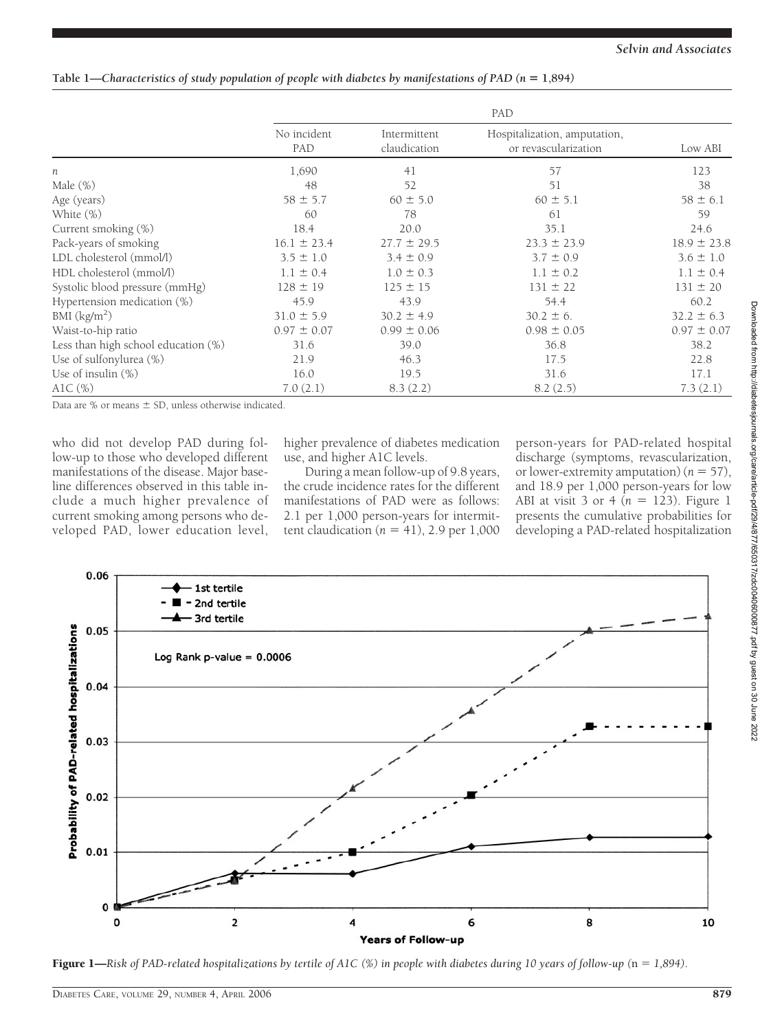**Table 1—*Characteristics of study population of people with diabetes by manifestations of PAD (n = 1,894)***

| | PAD | | | |
|---|---|---|---|---|
| | No incident PAD | Intermittent claudication | Hospitalization, amputation, or revascularization | Low ABI |
| $n$ | 1,690 | 41 | 57 | 123 |
| Male (%) | 48 | 52 | 51 | 38 |
| Age (years) | 58 ± 5.7 | 60 ± 5.0 | 60 ± 5.1 | 58 ± 6.1 |
| White (%) | 60 | 78 | 61 | 59 |
| Current smoking (%) | 18.4 | 20.0 | 35.1 | 24.6 |
| Pack-years of smoking | 16.1 ± 23.4 | 27.7 ± 29.5 | 23.3 ± 23.9 | 18.9 ± 23.8 |
| LDL cholesterol (mmol/l) | 3.5 ± 1.0 | 3.4 ± 0.9 | 3.7 ± 0.9 | 3.6 ± 1.0 |
| HDL cholesterol (mmol/l) | 1.1 ± 0.4 | 1.0 ± 0.3 | 1.1 ± 0.2 | 1.1 ± 0.4 |
| Systolic blood pressure (mmHg) | 128 ± 19 | 125 ± 15 | 131 ± 22 | 131 ± 20 |
| Hypertension medication (%) | 45.9 | 43.9 | 54.4 | 60.2 |
| BMI (kg/m$^2$) | 31.0 ± 5.9 | 30.2 ± 4.9 | 30.2 ± 6. | 32.2 ± 6.3 |
| Waist-to-hip ratio | 0.97 ± 0.07 | 0.99 ± 0.06 | 0.98 ± 0.05 | 0.97 ± 0.07 |
| Less than high school education (%) | 31.6 | 39.0 | 36.8 | 38.2 |
| Use of sulfonylurea (%) | 21.9 | 46.3 | 17.5 | 22.8 |
| Use of insulin (%) | 16.0 | 19.5 | 31.6 | 17.1 |
| A1C (%) | 7.0 (2.1) | 8.3 (2.2) | 8.2 (2.5) | 7.3 (2.1) |

Data are % or means ± SD, unless otherwise indicated.

who did not develop PAD during follow-up to those who developed different manifestations of the disease. Major baseline differences observed in this table include a much higher prevalence of current smoking among persons who developed PAD, lower education level, higher prevalence of diabetes medication use, and higher A1C levels.

During a mean follow-up of 9.8 years, the crude incidence rates for the different manifestations of PAD were as follows: 2.1 per 1,000 person-years for intermittent claudication ($n = 41$), 2.9 per 1,000 person-years for PAD-related hospital discharge (symptoms, revascularization, or lower-extremity amputation) ($n = 57$), and 18.9 per 1,000 person-years for low ABI at visit 3 or 4 ($n = 123$). Figure 1 presents the cumulative probabilities for developing a PAD-related hospitalization

**Figure 1**—*Risk of PAD-related hospitalizations by tertile of A1C (%) in people with diabetes during 10 years of follow-up (n = 1,894).*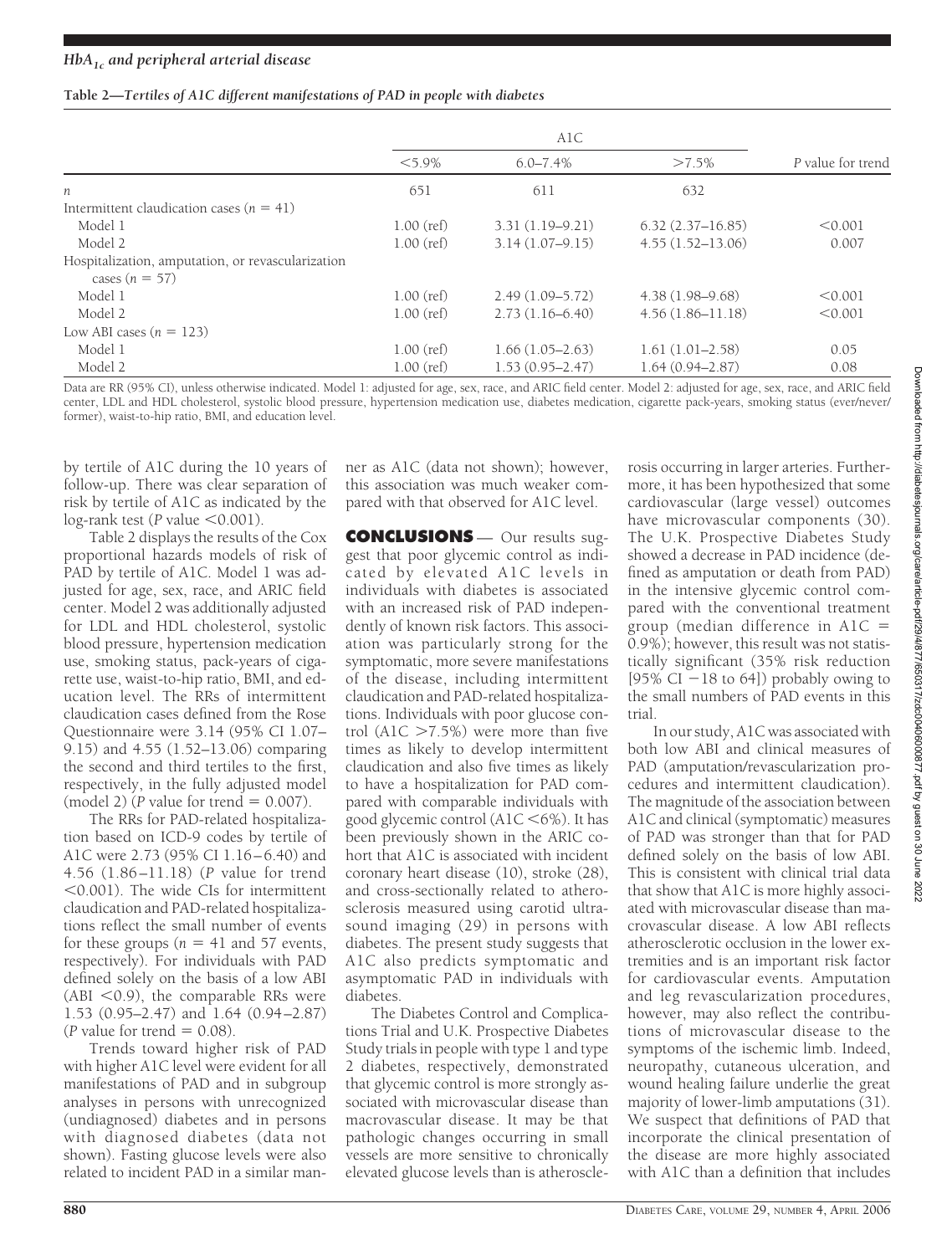**Table 2—Tertiles of A1C different manifestations of PAD in people with diabetes**

| | A1C | | | |
|---|---|---|---|---|
| | <5.9% | 6.0–7.4% | >7.5% | *P* value for trend |
| *n* | 651 | 611 | 632 | |
| Intermittent claudication cases ($n = 41$) | | | | |
| Model 1 | 1.00 (ref) | 3.31 (1.19–9.21) | 6.32 (2.37–16.85) | <0.001 |
| Model 2 | 1.00 (ref) | 3.14 (1.07–9.15) | 4.55 (1.52–13.06) | 0.007 |
| Hospitalization, amputation, or revascularization cases ($n = 57$) | | | | |
| Model 1 | 1.00 (ref) | 2.49 (1.09–5.72) | 4.38 (1.98–9.68) | <0.001 |
| Model 2 | 1.00 (ref) | 2.73 (1.16–6.40) | 4.56 (1.86–11.18) | <0.001 |
| Low ABI cases ($n = 123$) | | | | |
| Model 1 | 1.00 (ref) | 1.66 (1.05–2.63) | 1.61 (1.01–2.58) | 0.05 |
| Model 2 | 1.00 (ref) | 1.53 (0.95–2.47) | 1.64 (0.94–2.87) | 0.08 |

Data are RR (95% CI), unless otherwise indicated. Model 1: adjusted for age, sex, race, and ARIC field center. Model 2: adjusted for age, sex, race, and ARIC field center, LDL and HDL cholesterol, systolic blood pressure, hypertension medication use, diabetes medication, cigarette pack-years, smoking status (ever/never/former), waist-to-hip ratio, BMI, and education level.

by tertile of A1C during the 10 years of follow-up. There was clear separation of risk by tertile of A1C as indicated by the log-rank test (*P* value <0.001).

Table 2 displays the results of the Cox proportional hazards models of risk of PAD by tertile of A1C. Model 1 was adjusted for age, sex, race, and ARIC field center. Model 2 was additionally adjusted for LDL and HDL cholesterol, systolic blood pressure, hypertension medication use, smoking status, pack-years of cigarette use, waist-to-hip ratio, BMI, and education level. The RRs of intermittent claudication cases defined from the Rose Questionnaire were 3.14 (95% CI 1.07–9.15) and 4.55 (1.52–13.06) comparing the second and third tertiles to the first, respectively, in the fully adjusted model (model 2) (*P* value for trend = 0.007).

The RRs for PAD-related hospitalization based on ICD-9 codes by tertile of A1C were 2.73 (95% CI 1.16–6.40) and 4.56 (1.86–11.18) (*P* value for trend <0.001). The wide CIs for intermittent claudication and PAD-related hospitalizations reflect the small number of events for these groups ($n = 41$ and 57 events, respectively). For individuals with PAD defined solely on the basis of a low ABI (ABI <0.9), the comparable RRs were 1.53 (0.95–2.47) and 1.64 (0.94–2.87) (*P* value for trend = 0.08).

Trends toward higher risk of PAD with higher A1C level were evident for all manifestations of PAD and in subgroup analyses in persons with unrecognized (undiagnosed) diabetes and in persons with diagnosed diabetes (data not shown). Fasting glucose levels were also related to incident PAD in a similar manner as A1C (data not shown); however, this association was much weaker compared with that observed for A1C level.

## CONCLUSIONS

Our results suggest that poor glycemic control as indicated by elevated A1C levels in individuals with diabetes is associated with an increased risk of PAD independently of known risk factors. This association was particularly strong for the symptomatic, more severe manifestations of the disease, including intermittent claudication and PAD-related hospitalizations. Individuals with poor glucose control (A1C >7.5%) were more than five times as likely to develop intermittent claudication and also five times as likely to have a hospitalization for PAD compared with comparable individuals with good glycemic control (A1C <6%). It has been previously shown in the ARIC cohort that A1C is associated with incident coronary heart disease (10), stroke (28), and cross-sectionally related to atherosclerosis measured using carotid ultrasound imaging (29) in persons with diabetes. The present study suggests that A1C also predicts symptomatic and asymptomatic PAD in individuals with diabetes.

The Diabetes Control and Complications Trial and U.K. Prospective Diabetes Study trials in people with type 1 and type 2 diabetes, respectively, demonstrated that glycemic control is more strongly associated with microvascular disease than macrovascular disease. It may be that pathologic changes occurring in small vessels are more sensitive to chronically elevated glucose levels than is atherosclerosis occurring in larger arteries. Furthermore, it has been hypothesized that some cardiovascular (large vessel) outcomes have microvascular components (30). The U.K. Prospective Diabetes Study showed a decrease in PAD incidence (defined as amputation or death from PAD) in the intensive glycemic control compared with the conventional treatment group (median difference in A1C = 0.9%); however, this result was not statistically significant (35% risk reduction [95% CI −18 to 64]) probably owing to the small numbers of PAD events in this trial.

In our study, A1C was associated with both low ABI and clinical measures of PAD (amputation/revascularization procedures and intermittent claudication). The magnitude of the association between A1C and clinical (symptomatic) measures of PAD was stronger than that for PAD defined solely on the basis of low ABI. This is consistent with clinical trial data that show that A1C is more highly associated with microvascular disease than macrovascular disease. A low ABI reflects atherosclerotic occlusion in the lower extremities and is an important risk factor for cardiovascular events. Amputation and leg revascularization procedures, however, may also reflect the contributions of microvascular disease to the symptoms of the ischemic limb. Indeed, neuropathy, cutaneous ulceration, and wound healing failure underlie the great majority of lower-limb amputations (31). We suspect that definitions of PAD that incorporate the clinical presentation of the disease are more highly associated with A1C than a definition that includes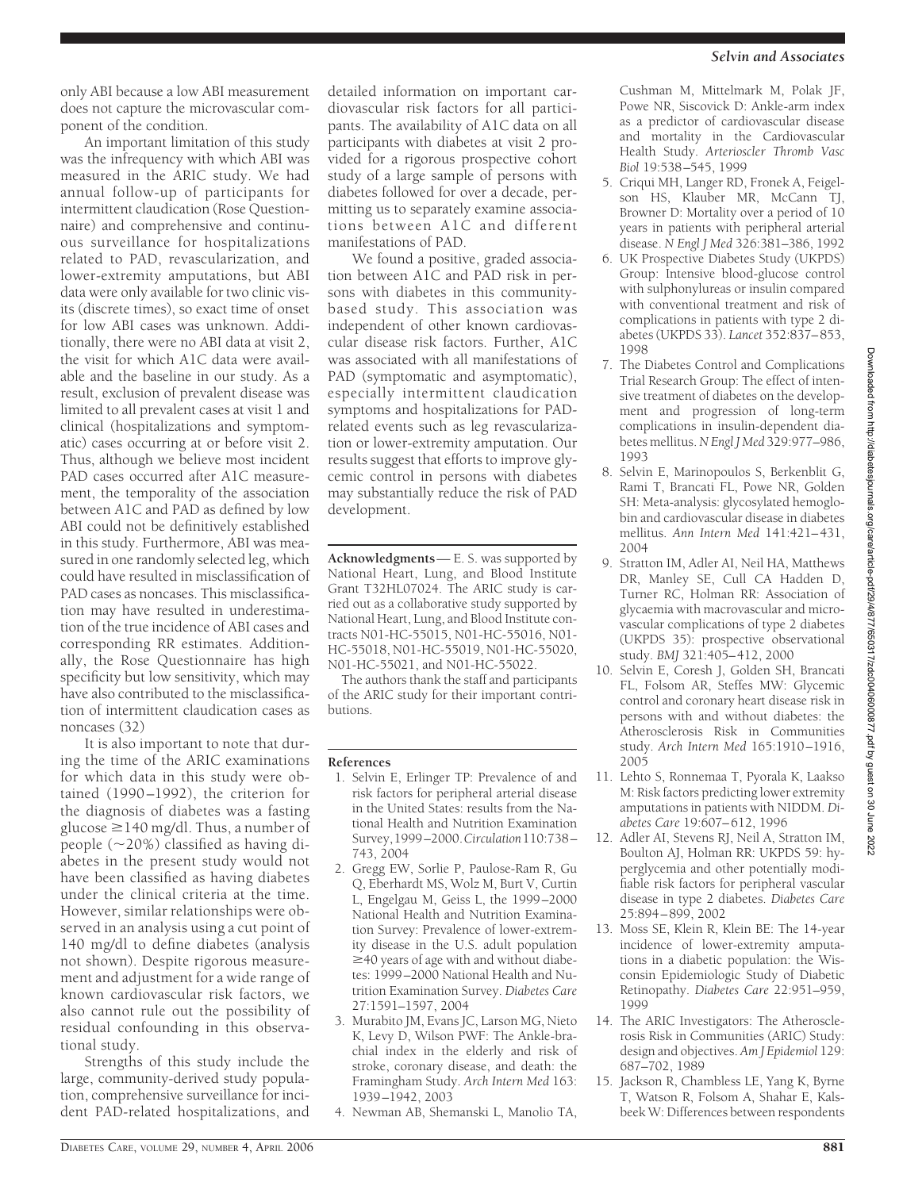only ABI because a low ABI measurement does not capture the microvascular component of the condition.

An important limitation of this study was the infrequency with which ABI was measured in the ARIC study. We had annual follow-up of participants for intermittent claudication (Rose Questionnaire) and comprehensive and continuous surveillance for hospitalizations related to PAD, revascularization, and lower-extremity amputations, but ABI data were only available for two clinic visits (discrete times), so exact time of onset for low ABI cases was unknown. Additionally, there were no ABI data at visit 2, the visit for which A1C data were available and the baseline in our study. As a result, exclusion of prevalent disease was limited to all prevalent cases at visit 1 and clinical (hospitalizations and symptomatic) cases occurring at or before visit 2. Thus, although we believe most incident PAD cases occurred after A1C measurement, the temporality of the association between A1C and PAD as defined by low ABI could not be definitively established in this study. Furthermore, ABI was measured in one randomly selected leg, which could have resulted in misclassification of PAD cases as noncases. This misclassification may have resulted in underestimation of the true incidence of ABI cases and corresponding RR estimates. Additionally, the Rose Questionnaire has high specificity but low sensitivity, which may have also contributed to the misclassification of intermittent claudication cases as noncases (32)

It is also important to note that during the time of the ARIC examinations for which data in this study were obtained (1990–1992), the criterion for the diagnosis of diabetes was a fasting glucose $\geq$140 mg/dl. Thus, a number of people ($\sim$20%) classified as having diabetes in the present study would not have been classified as having diabetes under the clinical criteria at the time. However, similar relationships were observed in an analysis using a cut point of 140 mg/dl to define diabetes (analysis not shown). Despite rigorous measurement and adjustment for a wide range of known cardiovascular risk factors, we also cannot rule out the possibility of residual confounding in this observational study.

Strengths of this study include the large, community-derived study population, comprehensive surveillance for incident PAD-related hospitalizations, and detailed information on important cardiovascular risk factors for all participants. The availability of A1C data on all participants with diabetes at visit 2 provided for a rigorous prospective cohort study of a large sample of persons with diabetes followed for over a decade, permitting us to separately examine associations between A1C and different manifestations of PAD.

We found a positive, graded association between A1C and PAD risk in persons with diabetes in this community-based study. This association was independent of other known cardiovascular disease risk factors. Further, A1C was associated with all manifestations of PAD (symptomatic and asymptomatic), especially intermittent claudication symptoms and hospitalizations for PAD-related events such as leg revascularization or lower-extremity amputation. Our results suggest that efforts to improve glycemic control in persons with diabetes may substantially reduce the risk of PAD development.

**Acknowledgments**— E. S. was supported by National Heart, Lung, and Blood Institute Grant T32HL07024. The ARIC study is carried out as a collaborative study supported by National Heart, Lung, and Blood Institute contracts N01-HC-55015, N01-HC-55016, N01-HC-55018, N01-HC-55019, N01-HC-55020, N01-HC-55021, and N01-HC-55022.

The authors thank the staff and participants of the ARIC study for their important contributions.

## References

1. Selvin E, Erlinger TP: Prevalence of and risk factors for peripheral arterial disease in the United States: results from the National Health and Nutrition Examination Survey, 1999–2000. *Circulation* 110:738–743, 2004
2. Gregg EW, Sorlie P, Paulose-Ram R, Gu Q, Eberhardt MS, Wolz M, Burt V, Curtin L, Engelgau M, Geiss L, the 1999–2000 National Health and Nutrition Examination Survey: Prevalence of lower-extremity disease in the U.S. adult population $\geq$40 years of age with and without diabetes: 1999–2000 National Health and Nutrition Examination Survey. *Diabetes Care* 27:1591–1597, 2004
3. Murabito JM, Evans JC, Larson MG, Nieto K, Levy D, Wilson PWF: The Ankle-brachial index in the elderly and risk of stroke, coronary disease, and death: the Framingham Study. *Arch Intern Med* 163: 1939–1942, 2003
4. Newman AB, Shemanski L, Manolio TA, Cushman M, Mittelmark M, Polak JF, Powe NR, Siscovick D: Ankle-arm index as a predictor of cardiovascular disease and mortality in the Cardiovascular Health Study. *Arterioscler Thromb Vasc Biol* 19:538–545, 1999
5. Criqui MH, Langer RD, Fronek A, Feigelson HS, Klauber MR, McCann TJ, Browner D: Mortality over a period of 10 years in patients with peripheral arterial disease. *N Engl J Med* 326:381–386, 1992
6. UK Prospective Diabetes Study (UKPDS) Group: Intensive blood-glucose control with sulphonylureas or insulin compared with conventional treatment and risk of complications in patients with type 2 diabetes (UKPDS 33). *Lancet* 352:837–853, 1998
7. The Diabetes Control and Complications Trial Research Group: The effect of intensive treatment of diabetes on the development and progression of long-term complications in insulin-dependent diabetes mellitus. *N Engl J Med* 329:977–986, 1993
8. Selvin E, Marinopoulos S, Berkenblit G, Rami T, Brancati FL, Powe NR, Golden SH: Meta-analysis: glycosylated hemoglobin and cardiovascular disease in diabetes mellitus. *Ann Intern Med* 141:421–431, 2004
9. Stratton IM, Adler AI, Neil HA, Matthews DR, Manley SE, Cull CA Hadden D, Turner RC, Holman RR: Association of glycaemia with macrovascular and microvascular complications of type 2 diabetes (UKPDS 35): prospective observational study. *BMJ* 321:405–412, 2000
10. Selvin E, Coresh J, Golden SH, Brancati FL, Folsom AR, Steffes MW: Glycemic control and coronary heart disease risk in persons with and without diabetes: the Atherosclerosis Risk in Communities study. *Arch Intern Med* 165:1910–1916, 2005
11. Lehto S, Ronnemaa T, Pyorala K, Laakso M: Risk factors predicting lower extremity amputations in patients with NIDDM. *Diabetes Care* 19:607–612, 1996
12. Adler AI, Stevens RJ, Neil A, Stratton IM, Boulton AJ, Holman RR: UKPDS 59: hyperglycemia and other potentially modifiable risk factors for peripheral vascular disease in type 2 diabetes. *Diabetes Care* 25:894–899, 2002
13. Moss SE, Klein R, Klein BE: The 14-year incidence of lower-extremity amputations in a diabetic population: the Wisconsin Epidemiologic Study of Diabetic Retinopathy. *Diabetes Care* 22:951–959, 1999
14. The ARIC Investigators: The Atherosclerosis Risk in Communities (ARIC) Study: design and objectives. *Am J Epidemiol* 129: 687–702, 1989
15. Jackson R, Chambless LE, Yang K, Byrne T, Watson R, Folsom A, Shahar E, Kalsbeek W: Differences between respondents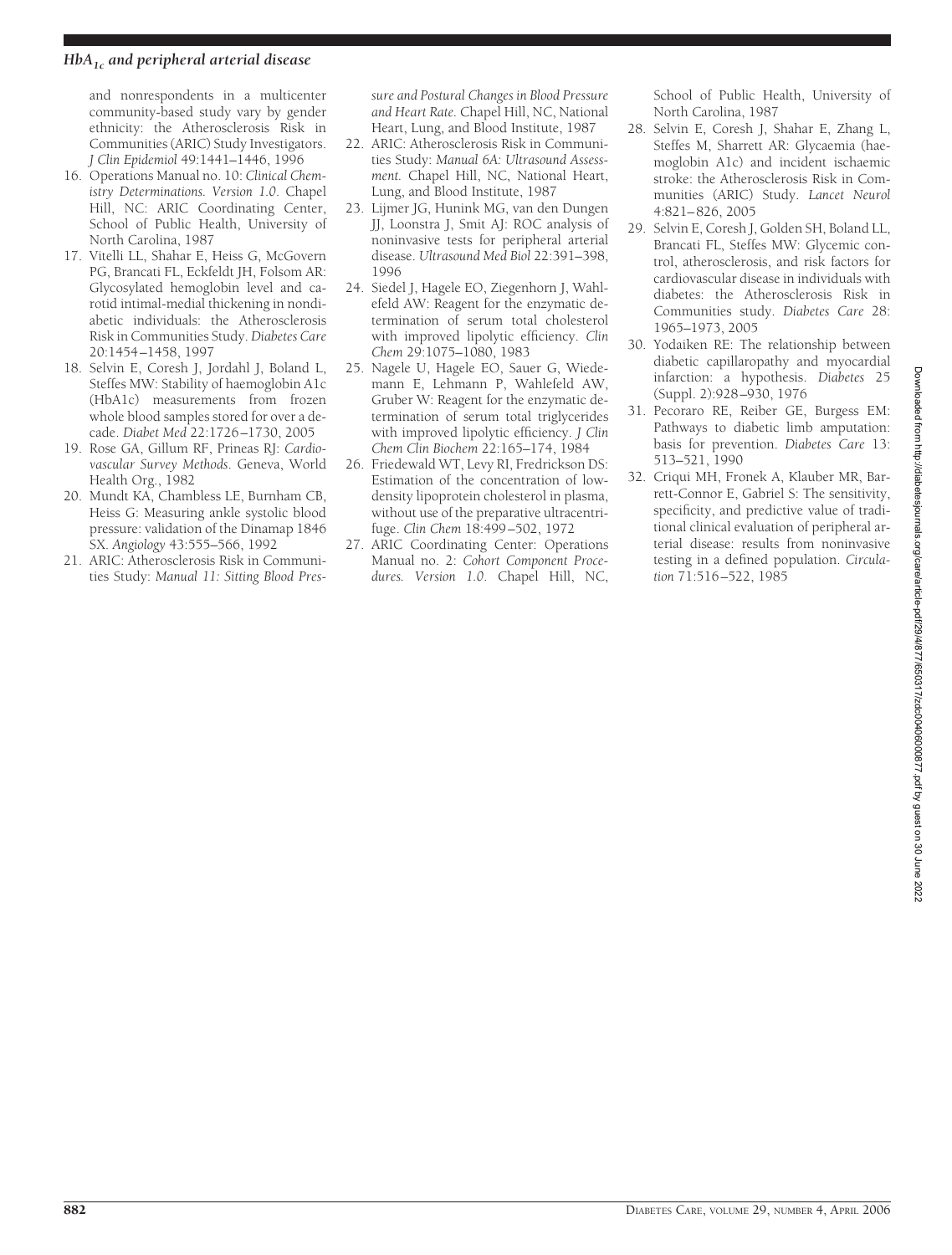and nonrespondents in a multicenter community-based study vary by gender ethnicity: the Atherosclerosis Risk in Communities (ARIC) Study Investigators. *J Clin Epidemiol* 49:1441–1446, 1996

16. Operations Manual no. 10: *Clinical Chemistry Determinations. Version 1.0.* Chapel Hill, NC: ARIC Coordinating Center, School of Public Health, University of North Carolina, 1987
17. Vitelli LL, Shahar E, Heiss G, McGovern PG, Brancati FL, Eckfeldt JH, Folsom AR: Glycosylated hemoglobin level and carotid intimal-medial thickening in nondiabetic individuals: the Atherosclerosis Risk in Communities Study. *Diabetes Care* 20:1454–1458, 1997
18. Selvin E, Coresh J, Jordahl J, Boland L, Steffes MW: Stability of haemoglobin A1c (HbA1c) measurements from frozen whole blood samples stored for over a decade. *Diabet Med* 22:1726–1730, 2005
19. Rose GA, Gillum RF, Prineas RJ: *Cardiovascular Survey Methods*. Geneva, World Health Org., 1982
20. Mundt KA, Chambless LE, Burnham CB, Heiss G: Measuring ankle systolic blood pressure: validation of the Dinamap 1846 SX. *Angiology* 43:555–566, 1992
21. ARIC: Atherosclerosis Risk in Communities Study: *Manual 11: Sitting Blood Pressure and Postural Changes in Blood Pressure and Heart Rate.* Chapel Hill, NC, National Heart, Lung, and Blood Institute, 1987
22. ARIC: Atherosclerosis Risk in Communities Study: *Manual 6A: Ultrasound Assessment.* Chapel Hill, NC, National Heart, Lung, and Blood Institute, 1987
23. Lijmer JG, Hunink MG, van den Dungen JJ, Loonstra J, Smit AJ: ROC analysis of noninvasive tests for peripheral arterial disease. *Ultrasound Med Biol* 22:391–398, 1996
24. Siedel J, Hagele EO, Ziegenhorn J, Wahlefeld AW: Reagent for the enzymatic determination of serum total cholesterol with improved lipolytic efficiency. *Clin Chem* 29:1075–1080, 1983
25. Nagele U, Hagele EO, Sauer G, Wiedemann E, Lehmann P, Wahlefeld AW, Gruber W: Reagent for the enzymatic determination of serum total triglycerides with improved lipolytic efficiency. *J Clin Chem Clin Biochem* 22:165–174, 1984
26. Friedewald WT, Levy RI, Fredrickson DS: Estimation of the concentration of low-density lipoprotein cholesterol in plasma, without use of the preparative ultracentrifuge. *Clin Chem* 18:499–502, 1972
27. ARIC Coordinating Center: Operations Manual no. 2: *Cohort Component Procedures. Version 1.0*. Chapel Hill, NC, School of Public Health, University of North Carolina, 1987
28. Selvin E, Coresh J, Shahar E, Zhang L, Steffes M, Sharrett AR: Glycaemia (haemoglobin A1c) and incident ischaemic stroke: the Atherosclerosis Risk in Communities (ARIC) Study. *Lancet Neurol* 4:821–826, 2005
29. Selvin E, Coresh J, Golden SH, Boland LL, Brancati FL, Steffes MW: Glycemic control, atherosclerosis, and risk factors for cardiovascular disease in individuals with diabetes: the Atherosclerosis Risk in Communities study. *Diabetes Care* 28: 1965–1973, 2005
30. Yodaiken RE: The relationship between diabetic capillaropathy and myocardial infarction: a hypothesis. *Diabetes* 25 (Suppl. 2):928–930, 1976
31. Pecoraro RE, Reiber GE, Burgess EM: Pathways to diabetic limb amputation: basis for prevention. *Diabetes Care* 13: 513–521, 1990
32. Criqui MH, Fronek A, Klauber MR, Barrett-Connor E, Gabriel S: The sensitivity, specificity, and predictive value of traditional clinical evaluation of peripheral arterial disease: results from noninvasive testing in a defined population. *Circulation* 71:516–522, 1985